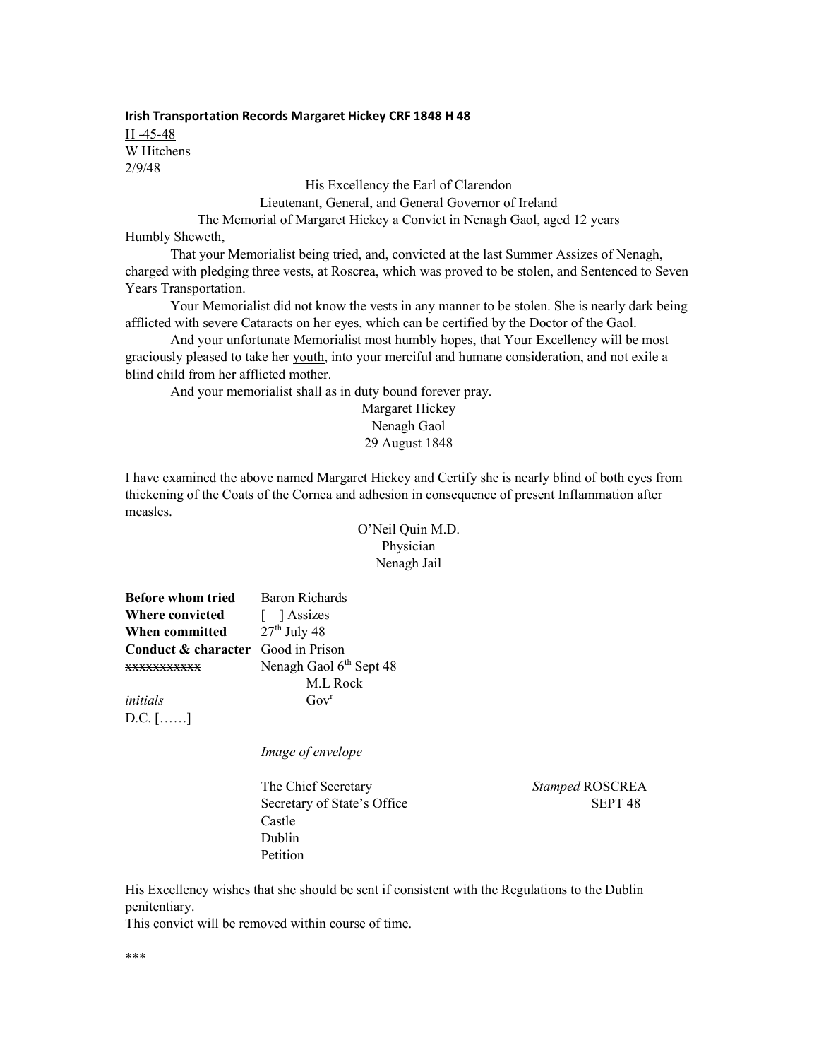**Irish Transportation Records Margaret Hickey CRF 1848 H 48**

<u>H -45-48</u>
W Hitchens
2/9/48

His Excellency the Earl of Clarendon
Lieutenant, General, and General Governor of Ireland
The Memorial of Margaret Hickey a Convict in Nenagh Gaol, aged 12 years

Humbly Sheweth,

That your Memorialist being tried, and, convicted at the last Summer Assizes of Nenagh, charged with pledging three vests, at Roscrea, which was proved to be stolen, and Sentenced to Seven Years Transportation.

Your Memorialist did not know the vests in any manner to be stolen. She is nearly dark being afflicted with severe Cataracts on her eyes, which can be certified by the Doctor of the Gaol.

And your unfortunate Memorialist most humbly hopes, that Your Excellency will be most graciously pleased to take her <u>youth</u>, into your merciful and humane consideration, and not exile a blind child from her afflicted mother.

And your memorialist shall as in duty bound forever pray.

Margaret Hickey
Nenagh Gaol
29 August 1848

I have examined the above named Margaret Hickey and Certify she is nearly blind of both eyes from thickening of the Coats of the Cornea and adhesion in consequence of present Inflammation after measles.

O'Neil Quin M.D.
Physician
Nenagh Jail

| | |
|---|---|
| **Before whom tried** | Baron Richards |
| **Where convicted** | [ ] Assizes |
| **When committed** | 27th July 48 |
| **Conduct & character** | Good in Prison |
| ~~xxxxxxxxxxx~~ | Nenagh Gaol 6th Sept 48 |
| | <u>M.L Rock</u> |
| *initials* | Govr |
| D.C. [……] | |

*Image of envelope*

The Chief Secretary
Secretary of State's Office
Castle
Dublin
Petition

*Stamped* ROSCREA
SEPT 48

His Excellency wishes that she should be sent if consistent with the Regulations to the Dublin penitentiary.

This convict will be removed within course of time.

\*\*\*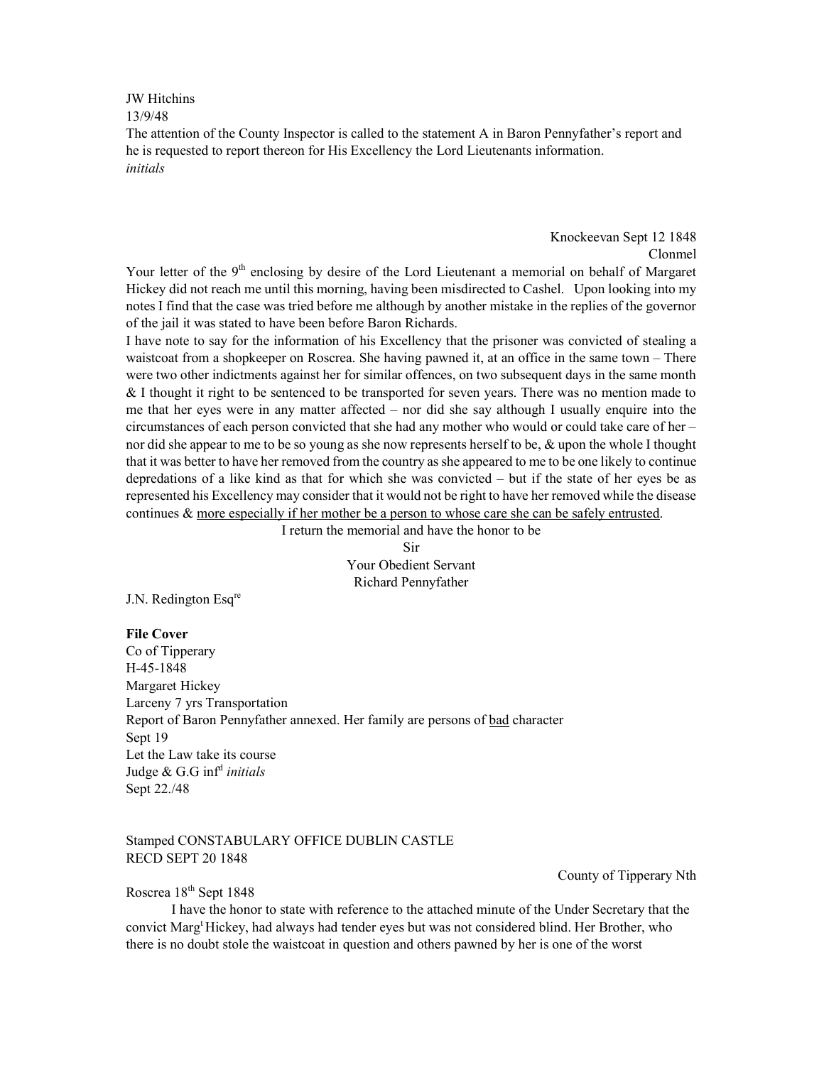JW Hitchins
13/9/48
The attention of the County Inspector is called to the statement A in Baron Pennyfather's report and he is requested to report thereon for His Excellency the Lord Lieutenants information.
*initials*

Knockeevan Sept 12 1848
Clonmel

Your letter of the 9th enclosing by desire of the Lord Lieutenant a memorial on behalf of Margaret Hickey did not reach me until this morning, having been misdirected to Cashel. Upon looking into my notes I find that the case was tried before me although by another mistake in the replies of the governor of the jail it was stated to have been before Baron Richards.

I have note to say for the information of his Excellency that the prisoner was convicted of stealing a waistcoat from a shopkeeper on Roscrea. She having pawned it, at an office in the same town – There were two other indictments against her for similar offences, on two subsequent days in the same month & I thought it right to be sentenced to be transported for seven years. There was no mention made to me that her eyes were in any matter affected – nor did she say although I usually enquire into the circumstances of each person convicted that she had any mother who would or could take care of her – nor did she appear to me to be so young as she now represents herself to be, & upon the whole I thought that it was better to have her removed from the country as she appeared to me to be one likely to continue depredations of a like kind as that for which she was convicted – but if the state of her eyes be as represented his Excellency may consider that it would not be right to have her removed while the disease continues & <u>more especially if her mother be a person to whose care she can be safely entrusted</u>.

I return the memorial and have the honor to be
Sir
Your Obedient Servant
Richard Pennyfather

J.N. Redington Esqre

**File Cover**
Co of Tipperary
H-45-1848
Margaret Hickey
Larceny 7 yrs Transportation
Report of Baron Pennyfather annexed. Her family are persons of <u>bad</u> character
Sept 19
Let the Law take its course
Judge & G.G infd *initials*
Sept 22./48

Stamped CONSTABULARY OFFICE DUBLIN CASTLE
RECD SEPT 20 1848

County of Tipperary Nth

Roscrea 18th Sept 1848

I have the honor to state with reference to the attached minute of the Under Secretary that the convict Margt Hickey, had always had tender eyes but was not considered blind. Her Brother, who there is no doubt stole the waistcoat in question and others pawned by her is one of the worst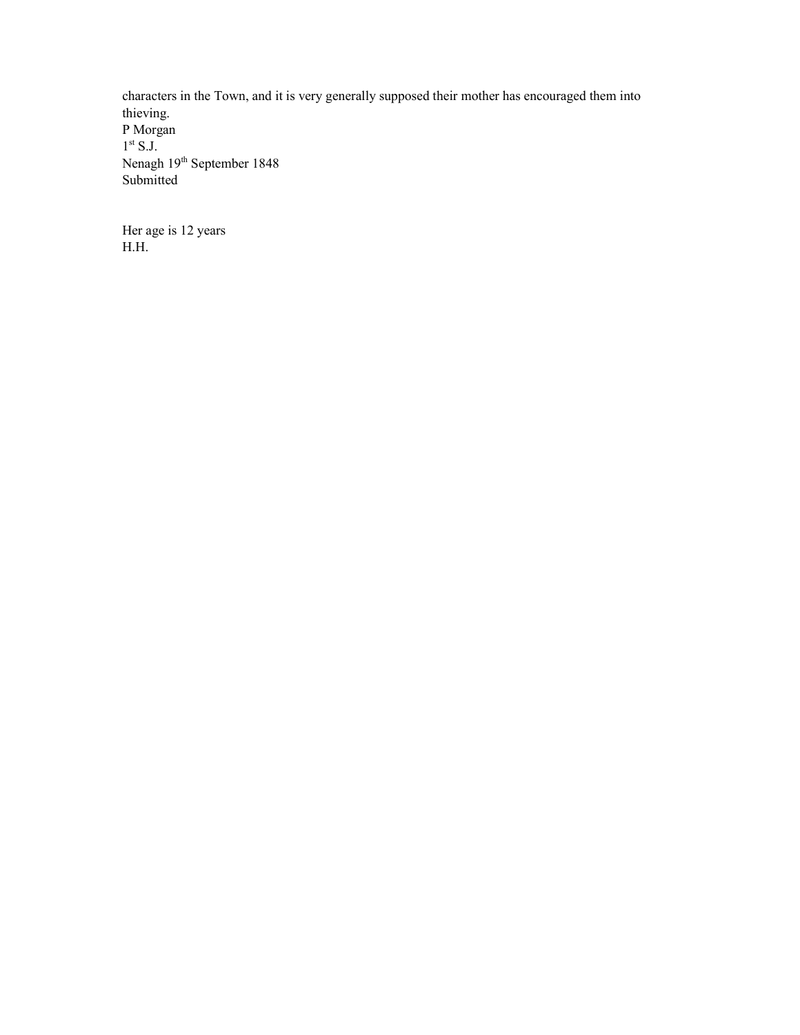characters in the Town, and it is very generally supposed their mother has encouraged them into thieving.
P Morgan
1st S.J.
Nenagh 19th September 1848
Submitted

Her age is 12 years
H.H.